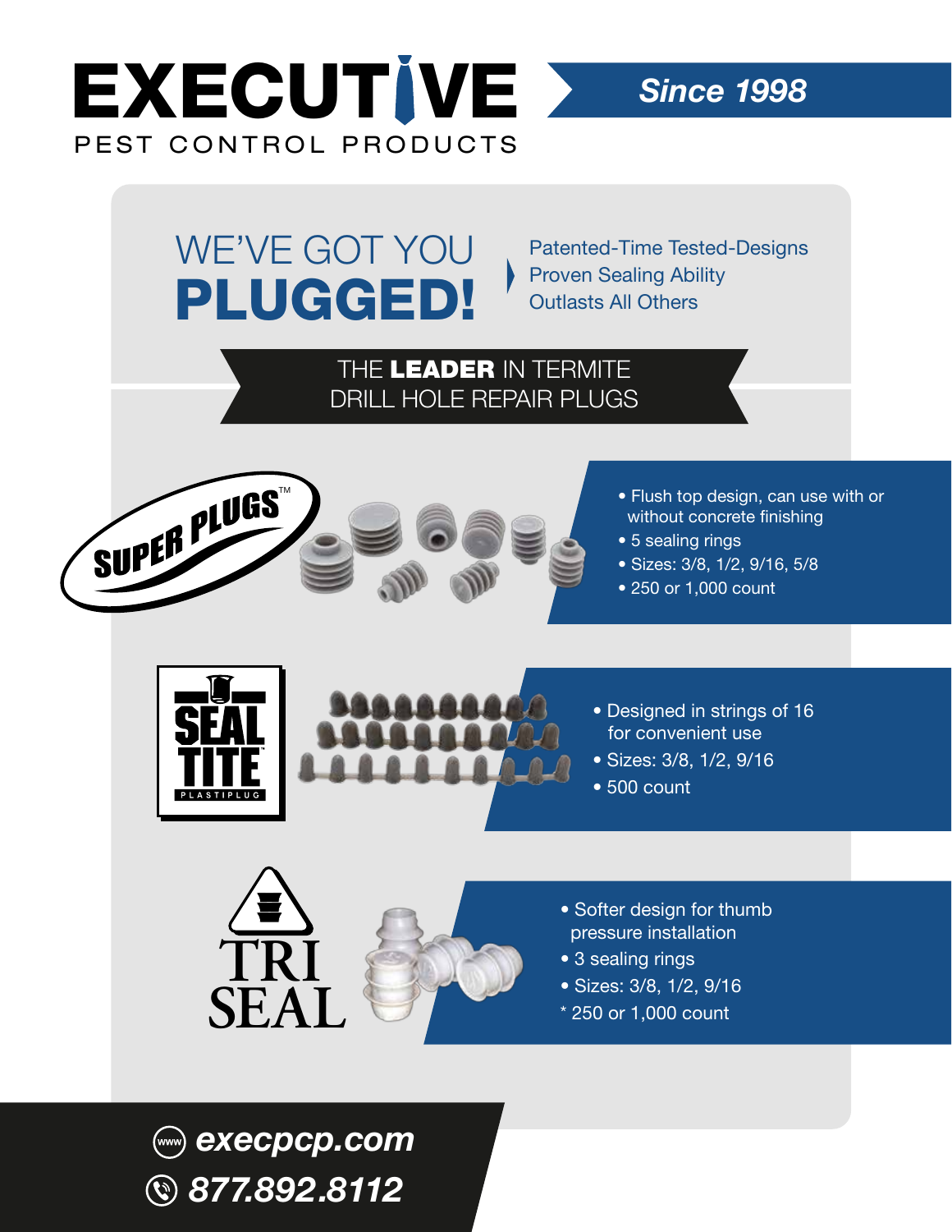# EXECUTIVE

PEST CONTROL PRODUCTS

*Since 1998*

## WE'VE GOT YOU **PLUGGED!**

Patented-Time Tested-Designs
Proven Sealing Ability
Outlasts All Others

### THE **LEADER** IN TERMITE DRILL HOLE REPAIR PLUGS

**SUPER PLUGS™**

- Flush top design, can use with or without concrete finishing
- 5 sealing rings
- Sizes: 3/8, 1/2, 9/16, 5/8
- 250 or 1,000 count

**SEAL TITE™ PLASTIPLUG**

- Designed in strings of 16 for convenient use
- Sizes: 3/8, 1/2, 9/16
- 500 count

**TRI SEAL**

- Softer design for thumb pressure installation
- 3 sealing rings
- Sizes: 3/8, 1/2, 9/16

* 250 or 1,000 count

*execpcp.com*

*877.892.8112*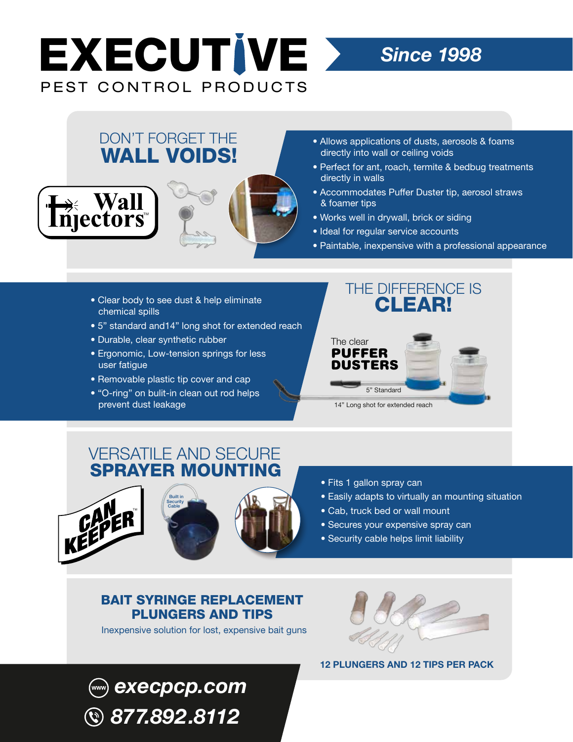# EXECUTIVE

PEST CONTROL PRODUCTS

*Since 1998*

## DON'T FORGET THE **WALL VOIDS!**

Wall Injectors™

- Allows applications of dusts, aerosols & foams directly into wall or ceiling voids
- Perfect for ant, roach, termite & bedbug treatments directly in walls
- Accommodates Puffer Duster tip, aerosol straws & foamer tips
- Works well in drywall, brick or siding
- Ideal for regular service accounts
- Paintable, inexpensive with a professional appearance

## THE DIFFERENCE IS **CLEAR!**

- Clear body to see dust & help eliminate chemical spills
- 5" standard and14" long shot for extended reach
- Durable, clear synthetic rubber
- Ergonomic, Low-tension springs for less user fatigue
- Removable plastic tip cover and cap
- "O-ring" on bulit-in clean out rod helps prevent dust leakage

The clear **PUFFER DUSTERS**

5" Standard

14" Long shot for extended reach

## VERSATILE AND SECURE **SPRAYER MOUNTING**

CAN KEEPER™

Built in Security Cable

- Fits 1 gallon spray can
- Easily adapts to virtually an mounting situation
- Cab, truck bed or wall mount
- Secures your expensive spray can
- Security cable helps limit liability

## BAIT SYRINGE REPLACEMENT PLUNGERS AND TIPS

Inexpensive solution for lost, expensive bait guns

**12 PLUNGERS AND 12 TIPS PER PACK**

***execpcp.com***

***877.892.8112***